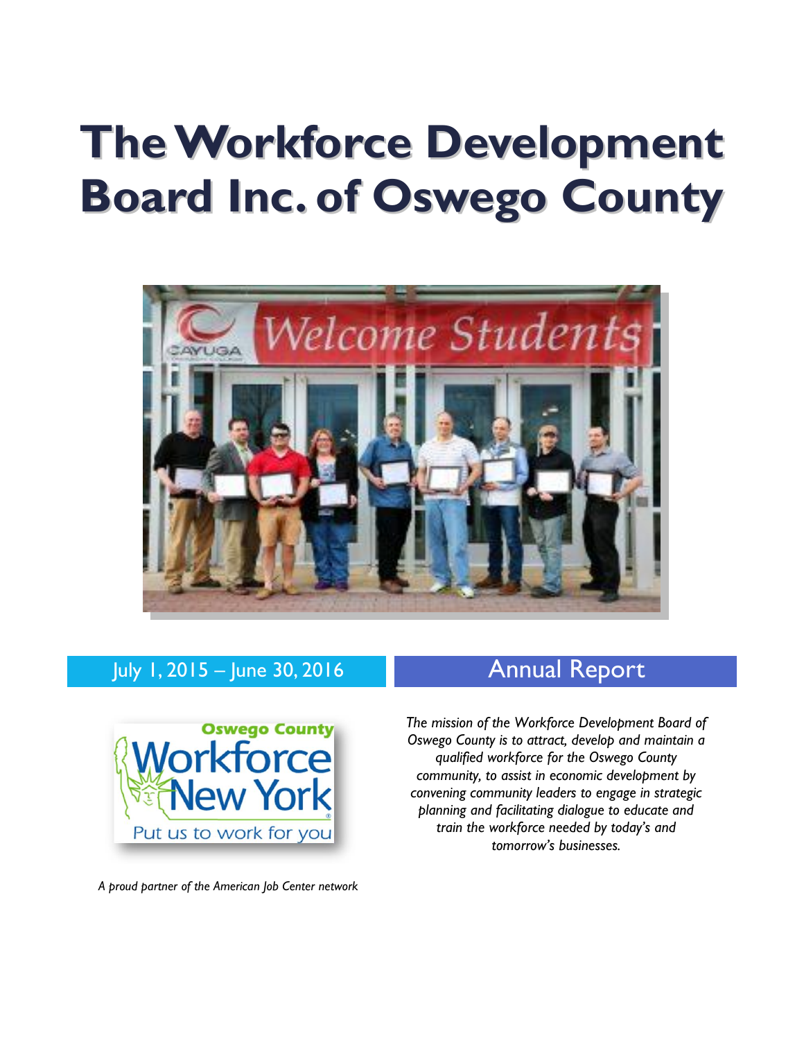# The Workforce Development Board Inc. of Oswego County

July 1, 2015 – June 30, 2016

## Annual Report

*The mission of the Workforce Development Board of Oswego County is to attract, develop and maintain a qualified workforce for the Oswego County community, to assist in economic development by convening community leaders to engage in strategic planning and facilitating dialogue to educate and train the workforce needed by today's and tomorrow's businesses.*

Oswego County Workforce New York
Put us to work for you

*A proud partner of the American Job Center network*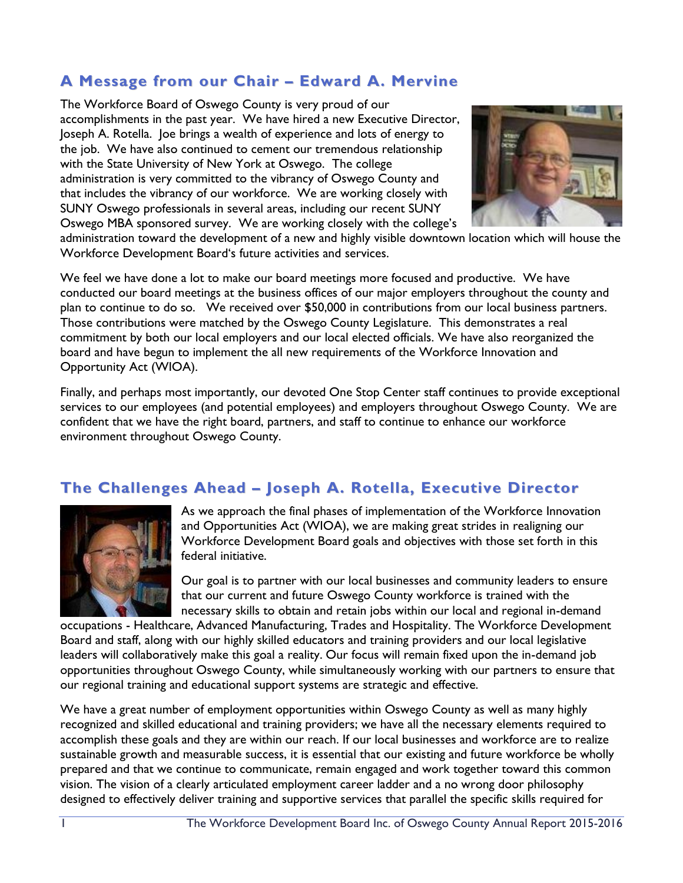## A Message from our Chair – Edward A. Mervine

The Workforce Board of Oswego County is very proud of our accomplishments in the past year. We have hired a new Executive Director, Joseph A. Rotella. Joe brings a wealth of experience and lots of energy to the job. We have also continued to cement our tremendous relationship with the State University of New York at Oswego. The college administration is very committed to the vibrancy of Oswego County and that includes the vibrancy of our workforce. We are working closely with SUNY Oswego professionals in several areas, including our recent SUNY Oswego MBA sponsored survey. We are working closely with the college's administration toward the development of a new and highly visible downtown location which will house the Workforce Development Board's future activities and services.

We feel we have done a lot to make our board meetings more focused and productive. We have conducted our board meetings at the business offices of our major employers throughout the county and plan to continue to do so. We received over $50,000 in contributions from our local business partners. Those contributions were matched by the Oswego County Legislature. This demonstrates a real commitment by both our local employers and our local elected officials. We have also reorganized the board and have begun to implement the all new requirements of the Workforce Innovation and Opportunity Act (WIOA).

Finally, and perhaps most importantly, our devoted One Stop Center staff continues to provide exceptional services to our employees (and potential employees) and employers throughout Oswego County. We are confident that we have the right board, partners, and staff to continue to enhance our workforce environment throughout Oswego County.

## The Challenges Ahead – Joseph A. Rotella, Executive Director

As we approach the final phases of implementation of the Workforce Innovation and Opportunities Act (WIOA), we are making great strides in realigning our Workforce Development Board goals and objectives with those set forth in this federal initiative.

Our goal is to partner with our local businesses and community leaders to ensure that our current and future Oswego County workforce is trained with the necessary skills to obtain and retain jobs within our local and regional in-demand occupations - Healthcare, Advanced Manufacturing, Trades and Hospitality. The Workforce Development Board and staff, along with our highly skilled educators and training providers and our local legislative leaders will collaboratively make this goal a reality. Our focus will remain fixed upon the in-demand job opportunities throughout Oswego County, while simultaneously working with our partners to ensure that our regional training and educational support systems are strategic and effective.

We have a great number of employment opportunities within Oswego County as well as many highly recognized and skilled educational and training providers; we have all the necessary elements required to accomplish these goals and they are within our reach. If our local businesses and workforce are to realize sustainable growth and measurable success, it is essential that our existing and future workforce be wholly prepared and that we continue to communicate, remain engaged and work together toward this common vision. The vision of a clearly articulated employment career ladder and a no wrong door philosophy designed to effectively deliver training and supportive services that parallel the specific skills required for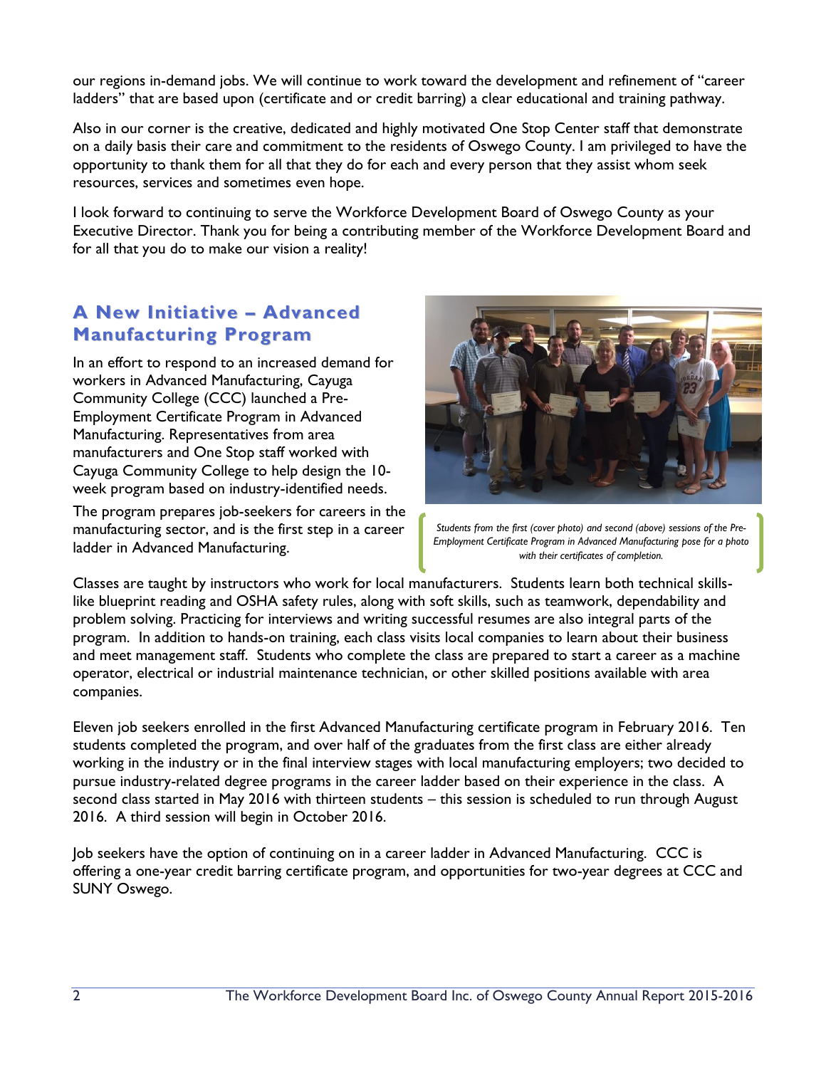our regions in-demand jobs. We will continue to work toward the development and refinement of "career ladders" that are based upon (certificate and or credit barring) a clear educational and training pathway.

Also in our corner is the creative, dedicated and highly motivated One Stop Center staff that demonstrate on a daily basis their care and commitment to the residents of Oswego County. I am privileged to have the opportunity to thank them for all that they do for each and every person that they assist whom seek resources, services and sometimes even hope.

I look forward to continuing to serve the Workforce Development Board of Oswego County as your Executive Director. Thank you for being a contributing member of the Workforce Development Board and for all that you do to make our vision a reality!

## A New Initiative – Advanced Manufacturing Program

In an effort to respond to an increased demand for workers in Advanced Manufacturing, Cayuga Community College (CCC) launched a Pre-Employment Certificate Program in Advanced Manufacturing. Representatives from area manufacturers and One Stop staff worked with Cayuga Community College to help design the 10-week program based on industry-identified needs.

The program prepares job-seekers for careers in the manufacturing sector, and is the first step in a career ladder in Advanced Manufacturing.

*Students from the first (cover photo) and second (above) sessions of the Pre-Employment Certificate Program in Advanced Manufacturing pose for a photo with their certificates of completion.*

Classes are taught by instructors who work for local manufacturers. Students learn both technical skills- like blueprint reading and OSHA safety rules, along with soft skills, such as teamwork, dependability and problem solving. Practicing for interviews and writing successful resumes are also integral parts of the program. In addition to hands-on training, each class visits local companies to learn about their business and meet management staff. Students who complete the class are prepared to start a career as a machine operator, electrical or industrial maintenance technician, or other skilled positions available with area companies.

Eleven job seekers enrolled in the first Advanced Manufacturing certificate program in February 2016. Ten students completed the program, and over half of the graduates from the first class are either already working in the industry or in the final interview stages with local manufacturing employers; two decided to pursue industry-related degree programs in the career ladder based on their experience in the class. A second class started in May 2016 with thirteen students – this session is scheduled to run through August 2016. A third session will begin in October 2016.

Job seekers have the option of continuing on in a career ladder in Advanced Manufacturing. CCC is offering a one-year credit barring certificate program, and opportunities for two-year degrees at CCC and SUNY Oswego.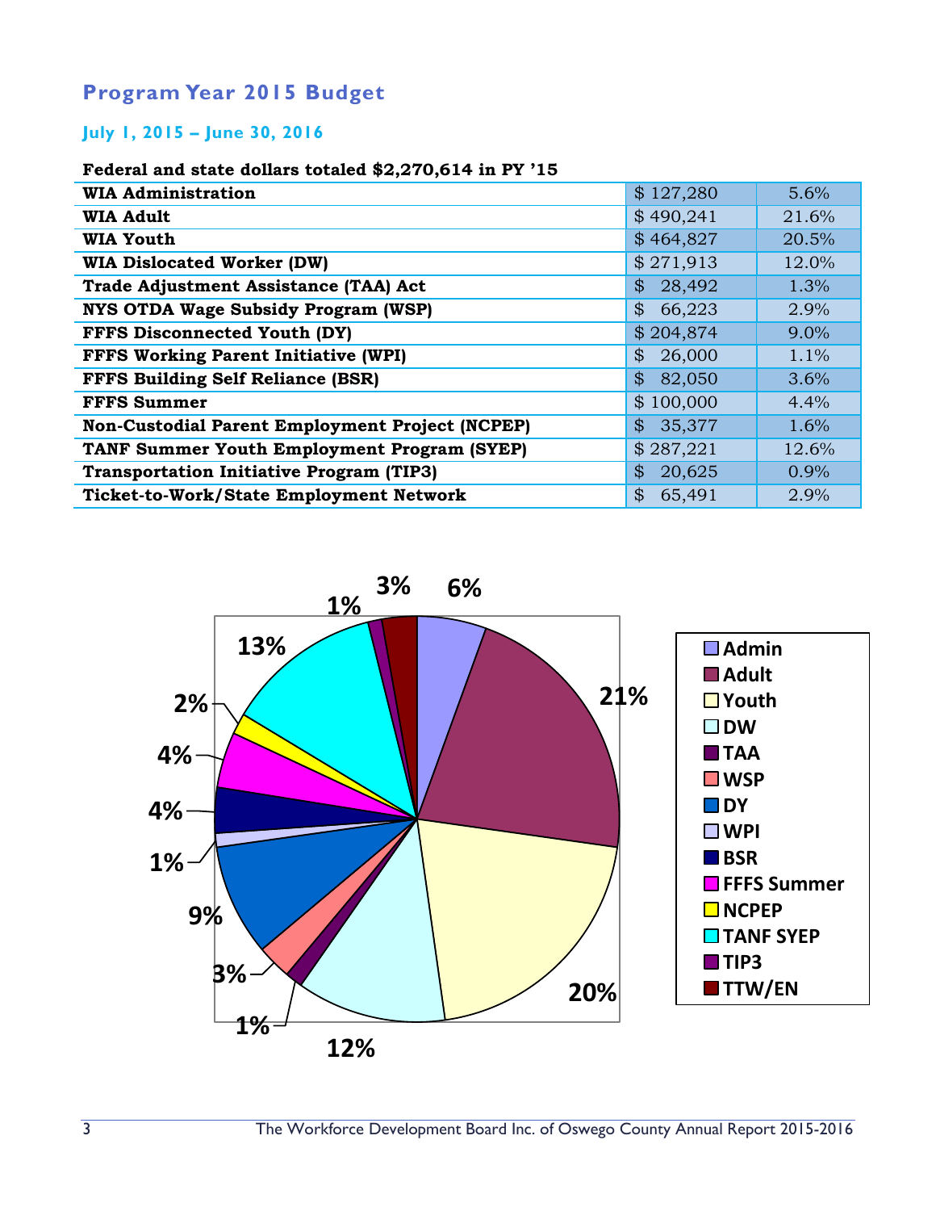## Program Year 2015 Budget

### July 1, 2015 – June 30, 2016

**Federal and state dollars totaled $2,270,614 in PY '15**

| | | |
|---|---|---|
| **WIA Administration** | $ 127,280 | 5.6% |
| **WIA Adult** | $ 490,241 | 21.6% |
| **WIA Youth** | $ 464,827 | 20.5% |
| **WIA Dislocated Worker (DW)** | $ 271,913 | 12.0% |
| **Trade Adjustment Assistance (TAA) Act** | $ 28,492 | 1.3% |
| **NYS OTDA Wage Subsidy Program (WSP)** | $ 66,223 | 2.9% |
| **FFFS Disconnected Youth (DY)** | $ 204,874 | 9.0% |
| **FFFS Working Parent Initiative (WPI)** | $ 26,000 | 1.1% |
| **FFFS Building Self Reliance (BSR)** | $ 82,050 | 3.6% |
| **FFFS Summer** | $ 100,000 | 4.4% |
| **Non-Custodial Parent Employment Project (NCPEP)** | $ 35,377 | 1.6% |
| **TANF Summer Youth Employment Program (SYEP)** | $ 287,221 | 12.6% |
| **Transportation Initiative Program (TIP3)** | $ 20,625 | 0.9% |
| **Ticket-to-Work/State Employment Network** | $ 65,491 | 2.9% |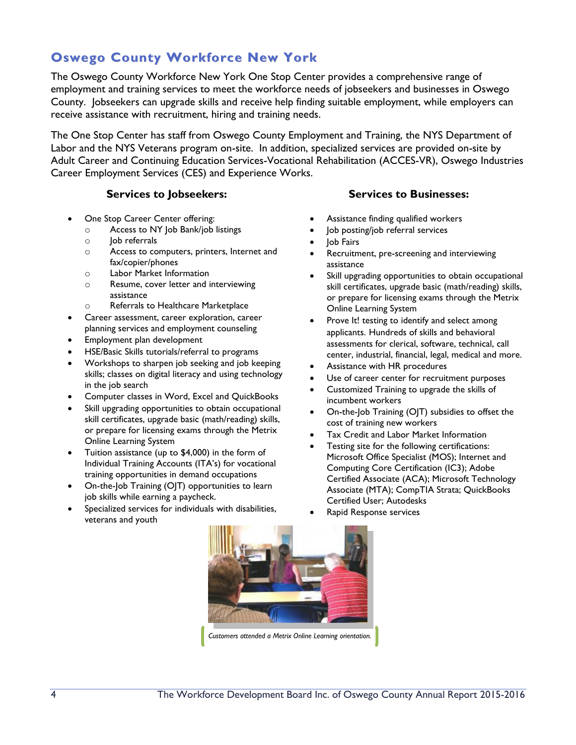## Oswego County Workforce New York

The Oswego County Workforce New York One Stop Center provides a comprehensive range of employment and training services to meet the workforce needs of jobseekers and businesses in Oswego County. Jobseekers can upgrade skills and receive help finding suitable employment, while employers can receive assistance with recruitment, hiring and training needs.

The One Stop Center has staff from Oswego County Employment and Training, the NYS Department of Labor and the NYS Veterans program on-site. In addition, specialized services are provided on-site by Adult Career and Continuing Education Services-Vocational Rehabilitation (ACCES-VR), Oswego Industries Career Employment Services (CES) and Experience Works.

### Services to Jobseekers:

- One Stop Career Center offering:
  - Access to NY Job Bank/job listings
  - Job referrals
  - Access to computers, printers, Internet and fax/copier/phones
  - Labor Market Information
  - Resume, cover letter and interviewing assistance
  - Referrals to Healthcare Marketplace
- Career assessment, career exploration, career planning services and employment counseling
- Employment plan development
- HSE/Basic Skills tutorials/referral to programs
- Workshops to sharpen job seeking and job keeping skills; classes on digital literacy and using technology in the job search
- Computer classes in Word, Excel and QuickBooks
- Skill upgrading opportunities to obtain occupational skill certificates, upgrade basic (math/reading) skills, or prepare for licensing exams through the Metrix Online Learning System
- Tuition assistance (up to $4,000) in the form of Individual Training Accounts (ITA's) for vocational training opportunities in demand occupations
- On-the-Job Training (OJT) opportunities to learn job skills while earning a paycheck.
- Specialized services for individuals with disabilities, veterans and youth

### Services to Businesses:

- Assistance finding qualified workers
- Job posting/job referral services
- Job Fairs
- Recruitment, pre-screening and interviewing assistance
- Skill upgrading opportunities to obtain occupational skill certificates, upgrade basic (math/reading) skills, or prepare for licensing exams through the Metrix Online Learning System
- Prove It! testing to identify and select among applicants. Hundreds of skills and behavioral assessments for clerical, software, technical, call center, industrial, financial, legal, medical and more.
- Assistance with HR procedures
- Use of career center for recruitment purposes
- Customized Training to upgrade the skills of incumbent workers
- On-the-Job Training (OJT) subsidies to offset the cost of training new workers
- Tax Credit and Labor Market Information
- Testing site for the following certifications: Microsoft Office Specialist (MOS); Internet and Computing Core Certification (IC3); Adobe Certified Associate (ACA); Microsoft Technology Associate (MTA); CompTIA Strata; QuickBooks Certified User; Autodesks
- Rapid Response services

*Customers attended a Metrix Online Learning orientation.*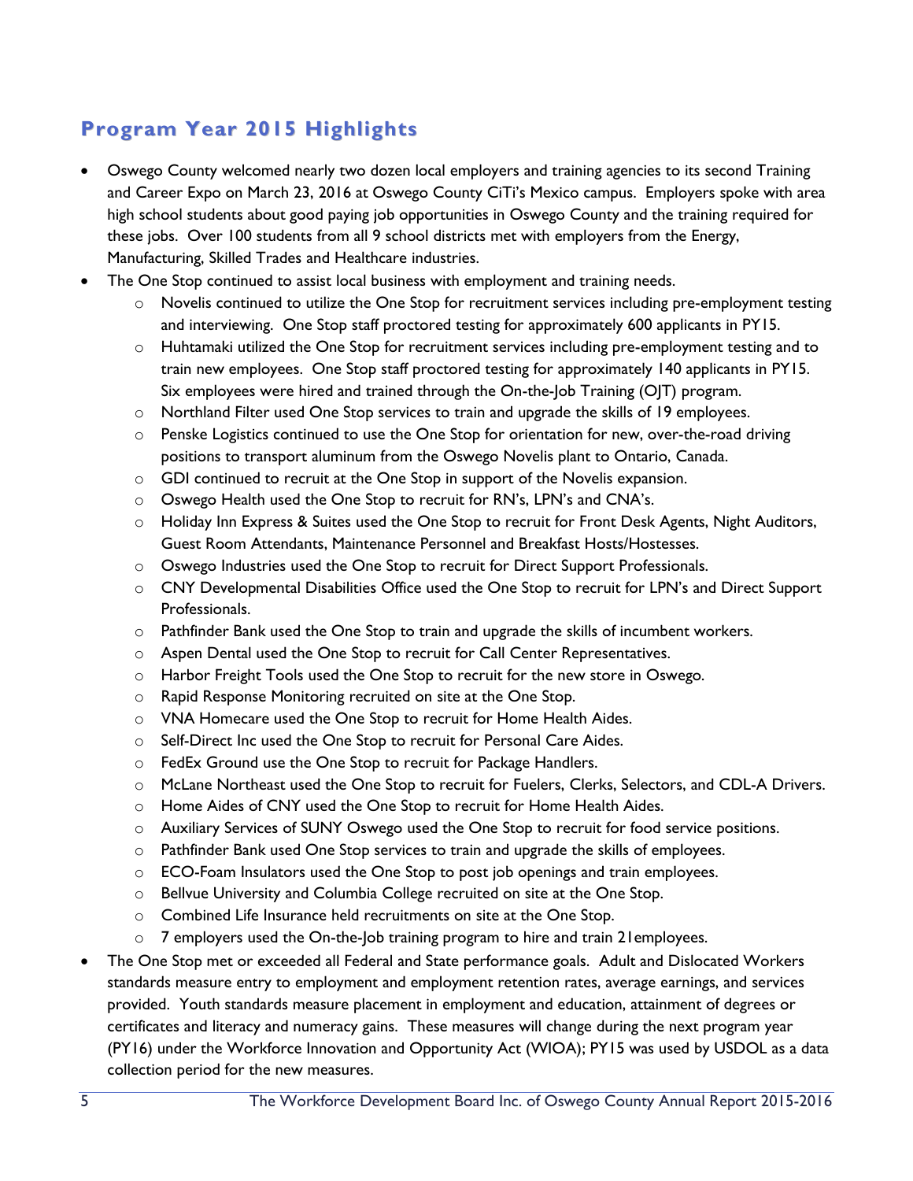## Program Year 2015 Highlights

- Oswego County welcomed nearly two dozen local employers and training agencies to its second Training and Career Expo on March 23, 2016 at Oswego County CiTi's Mexico campus. Employers spoke with area high school students about good paying job opportunities in Oswego County and the training required for these jobs. Over 100 students from all 9 school districts met with employers from the Energy, Manufacturing, Skilled Trades and Healthcare industries.
- The One Stop continued to assist local business with employment and training needs.
  - Novelis continued to utilize the One Stop for recruitment services including pre-employment testing and interviewing. One Stop staff proctored testing for approximately 600 applicants in PY15.
  - Huhtamaki utilized the One Stop for recruitment services including pre-employment testing and to train new employees. One Stop staff proctored testing for approximately 140 applicants in PY15. Six employees were hired and trained through the On-the-Job Training (OJT) program.
  - Northland Filter used One Stop services to train and upgrade the skills of 19 employees.
  - Penske Logistics continued to use the One Stop for orientation for new, over-the-road driving positions to transport aluminum from the Oswego Novelis plant to Ontario, Canada.
  - GDI continued to recruit at the One Stop in support of the Novelis expansion.
  - Oswego Health used the One Stop to recruit for RN's, LPN's and CNA's.
  - Holiday Inn Express & Suites used the One Stop to recruit for Front Desk Agents, Night Auditors, Guest Room Attendants, Maintenance Personnel and Breakfast Hosts/Hostesses.
  - Oswego Industries used the One Stop to recruit for Direct Support Professionals.
  - CNY Developmental Disabilities Office used the One Stop to recruit for LPN's and Direct Support Professionals.
  - Pathfinder Bank used the One Stop to train and upgrade the skills of incumbent workers.
  - Aspen Dental used the One Stop to recruit for Call Center Representatives.
  - Harbor Freight Tools used the One Stop to recruit for the new store in Oswego.
  - Rapid Response Monitoring recruited on site at the One Stop.
  - VNA Homecare used the One Stop to recruit for Home Health Aides.
  - Self-Direct Inc used the One Stop to recruit for Personal Care Aides.
  - FedEx Ground use the One Stop to recruit for Package Handlers.
  - McLane Northeast used the One Stop to recruit for Fuelers, Clerks, Selectors, and CDL-A Drivers.
  - Home Aides of CNY used the One Stop to recruit for Home Health Aides.
  - Auxiliary Services of SUNY Oswego used the One Stop to recruit for food service positions.
  - Pathfinder Bank used One Stop services to train and upgrade the skills of employees.
  - ECO-Foam Insulators used the One Stop to post job openings and train employees.
  - Bellvue University and Columbia College recruited on site at the One Stop.
  - Combined Life Insurance held recruitments on site at the One Stop.
  - 7 employers used the On-the-Job training program to hire and train 21employees.
- The One Stop met or exceeded all Federal and State performance goals. Adult and Dislocated Workers standards measure entry to employment and employment retention rates, average earnings, and services provided. Youth standards measure placement in employment and education, attainment of degrees or certificates and literacy and numeracy gains. These measures will change during the next program year (PY16) under the Workforce Innovation and Opportunity Act (WIOA); PY15 was used by USDOL as a data collection period for the new measures.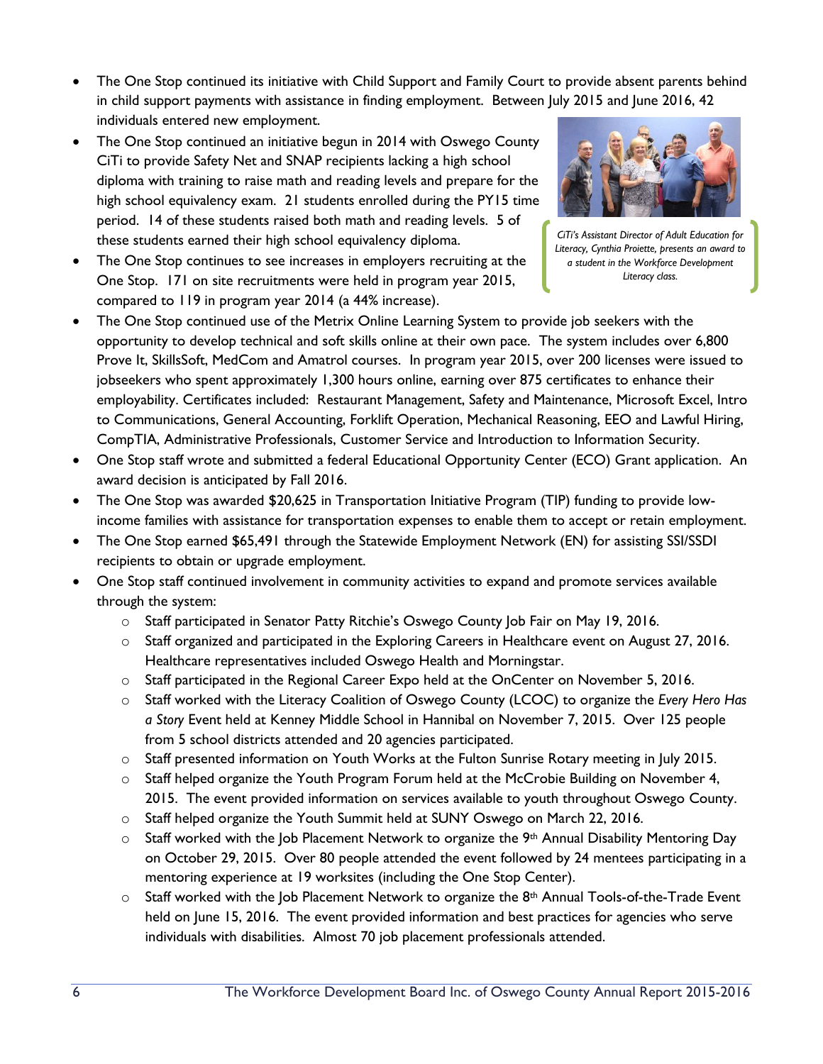- The One Stop continued its initiative with Child Support and Family Court to provide absent parents behind in child support payments with assistance in finding employment. Between July 2015 and June 2016, 42 individuals entered new employment.
- The One Stop continued an initiative begun in 2014 with Oswego County CiTi to provide Safety Net and SNAP recipients lacking a high school diploma with training to raise math and reading levels and prepare for the high school equivalency exam. 21 students enrolled during the PY15 time period. 14 of these students raised both math and reading levels. 5 of these students earned their high school equivalency diploma.
- The One Stop continues to see increases in employers recruiting at the One Stop. 171 on site recruitments were held in program year 2015, compared to 119 in program year 2014 (a 44% increase).

*CiTi's Assistant Director of Adult Education for Literacy, Cynthia Proiette, presents an award to a student in the Workforce Development Literacy class.*

- The One Stop continued use of the Metrix Online Learning System to provide job seekers with the opportunity to develop technical and soft skills online at their own pace. The system includes over 6,800 Prove It, SkillsSoft, MedCom and Amatrol courses. In program year 2015, over 200 licenses were issued to jobseekers who spent approximately 1,300 hours online, earning over 875 certificates to enhance their employability. Certificates included: Restaurant Management, Safety and Maintenance, Microsoft Excel, Intro to Communications, General Accounting, Forklift Operation, Mechanical Reasoning, EEO and Lawful Hiring, CompTIA, Administrative Professionals, Customer Service and Introduction to Information Security.
- One Stop staff wrote and submitted a federal Educational Opportunity Center (ECO) Grant application. An award decision is anticipated by Fall 2016.
- The One Stop was awarded $20,625 in Transportation Initiative Program (TIP) funding to provide low-income families with assistance for transportation expenses to enable them to accept or retain employment.
- The One Stop earned $65,491 through the Statewide Employment Network (EN) for assisting SSI/SSDI recipients to obtain or upgrade employment.
- One Stop staff continued involvement in community activities to expand and promote services available through the system:
  - Staff participated in Senator Patty Ritchie's Oswego County Job Fair on May 19, 2016.
  - Staff organized and participated in the Exploring Careers in Healthcare event on August 27, 2016. Healthcare representatives included Oswego Health and Morningstar.
  - Staff participated in the Regional Career Expo held at the OnCenter on November 5, 2016.
  - Staff worked with the Literacy Coalition of Oswego County (LCOC) to organize the *Every Hero Has a Story* Event held at Kenney Middle School in Hannibal on November 7, 2015. Over 125 people from 5 school districts attended and 20 agencies participated.
  - Staff presented information on Youth Works at the Fulton Sunrise Rotary meeting in July 2015.
  - Staff helped organize the Youth Program Forum held at the McCrobie Building on November 4, 2015. The event provided information on services available to youth throughout Oswego County.
  - Staff helped organize the Youth Summit held at SUNY Oswego on March 22, 2016.
  - Staff worked with the Job Placement Network to organize the 9th Annual Disability Mentoring Day on October 29, 2015. Over 80 people attended the event followed by 24 mentees participating in a mentoring experience at 19 worksites (including the One Stop Center).
  - Staff worked with the Job Placement Network to organize the 8th Annual Tools-of-the-Trade Event held on June 15, 2016. The event provided information and best practices for agencies who serve individuals with disabilities. Almost 70 job placement professionals attended.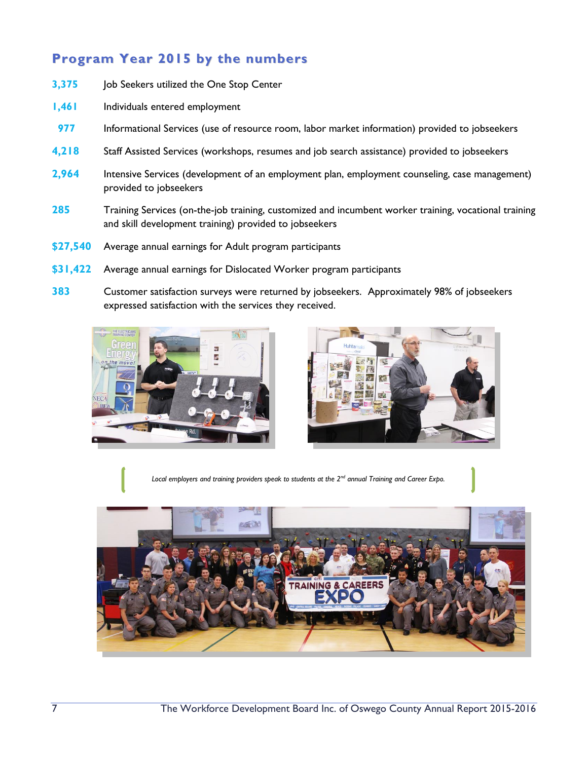## Program Year 2015 by the numbers

**3,375** Job Seekers utilized the One Stop Center

**1,461** Individuals entered employment

**977** Informational Services (use of resource room, labor market information) provided to jobseekers

**4,218** Staff Assisted Services (workshops, resumes and job search assistance) provided to jobseekers

**2,964** Intensive Services (development of an employment plan, employment counseling, case management) provided to jobseekers

**285** Training Services (on-the-job training, customized and incumbent worker training, vocational training and skill development training) provided to jobseekers

**$27,540** Average annual earnings for Adult program participants

**$31,422** Average annual earnings for Dislocated Worker program participants

**383** Customer satisfaction surveys were returned by jobseekers. Approximately 98% of jobseekers expressed satisfaction with the services they received.

*Local employers and training providers speak to students at the 2nd annual Training and Career Expo.*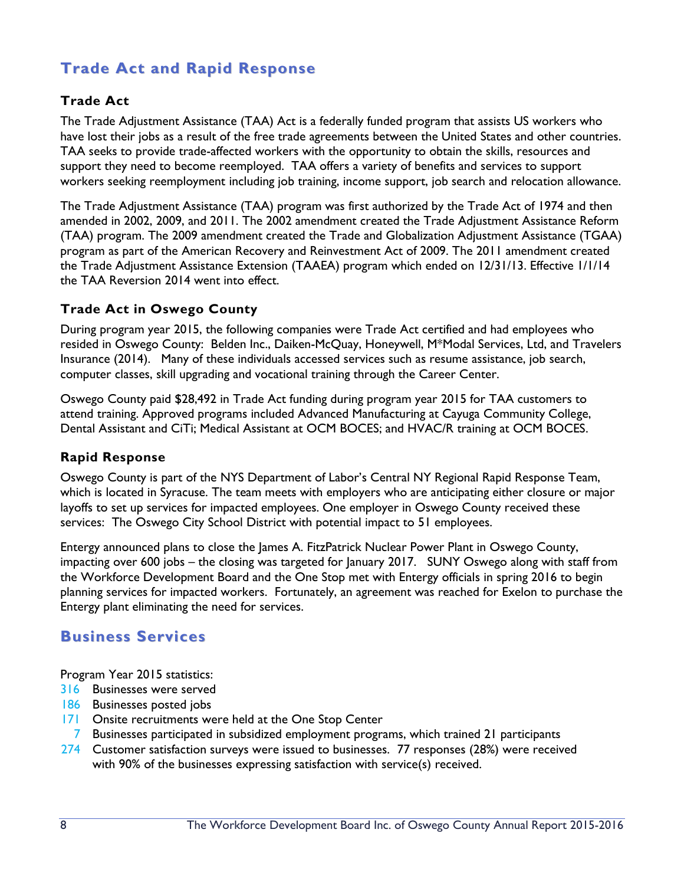## Trade Act and Rapid Response

### Trade Act

The Trade Adjustment Assistance (TAA) Act is a federally funded program that assists US workers who have lost their jobs as a result of the free trade agreements between the United States and other countries. TAA seeks to provide trade-affected workers with the opportunity to obtain the skills, resources and support they need to become reemployed. TAA offers a variety of benefits and services to support workers seeking reemployment including job training, income support, job search and relocation allowance.

The Trade Adjustment Assistance (TAA) program was first authorized by the Trade Act of 1974 and then amended in 2002, 2009, and 2011. The 2002 amendment created the Trade Adjustment Assistance Reform (TAA) program. The 2009 amendment created the Trade and Globalization Adjustment Assistance (TGAA) program as part of the American Recovery and Reinvestment Act of 2009. The 2011 amendment created the Trade Adjustment Assistance Extension (TAAEA) program which ended on 12/31/13. Effective 1/1/14 the TAA Reversion 2014 went into effect.

### Trade Act in Oswego County

During program year 2015, the following companies were Trade Act certified and had employees who resided in Oswego County: Belden Inc., Daiken-McQuay, Honeywell, M*Modal Services, Ltd, and Travelers Insurance (2014). Many of these individuals accessed services such as resume assistance, job search, computer classes, skill upgrading and vocational training through the Career Center.

Oswego County paid $28,492 in Trade Act funding during program year 2015 for TAA customers to attend training. Approved programs included Advanced Manufacturing at Cayuga Community College, Dental Assistant and CiTi; Medical Assistant at OCM BOCES; and HVAC/R training at OCM BOCES.

### Rapid Response

Oswego County is part of the NYS Department of Labor's Central NY Regional Rapid Response Team, which is located in Syracuse. The team meets with employers who are anticipating either closure or major layoffs to set up services for impacted employees. One employer in Oswego County received these services: The Oswego City School District with potential impact to 51 employees.

Entergy announced plans to close the James A. FitzPatrick Nuclear Power Plant in Oswego County, impacting over 600 jobs – the closing was targeted for January 2017. SUNY Oswego along with staff from the Workforce Development Board and the One Stop met with Entergy officials in spring 2016 to begin planning services for impacted workers. Fortunately, an agreement was reached for Exelon to purchase the Entergy plant eliminating the need for services.

## Business Services

Program Year 2015 statistics:

- 316 Businesses were served
- 186 Businesses posted jobs
- 171 Onsite recruitments were held at the One Stop Center
- 7 Businesses participated in subsidized employment programs, which trained 21 participants
- 274 Customer satisfaction surveys were issued to businesses. 77 responses (28%) were received with 90% of the businesses expressing satisfaction with service(s) received.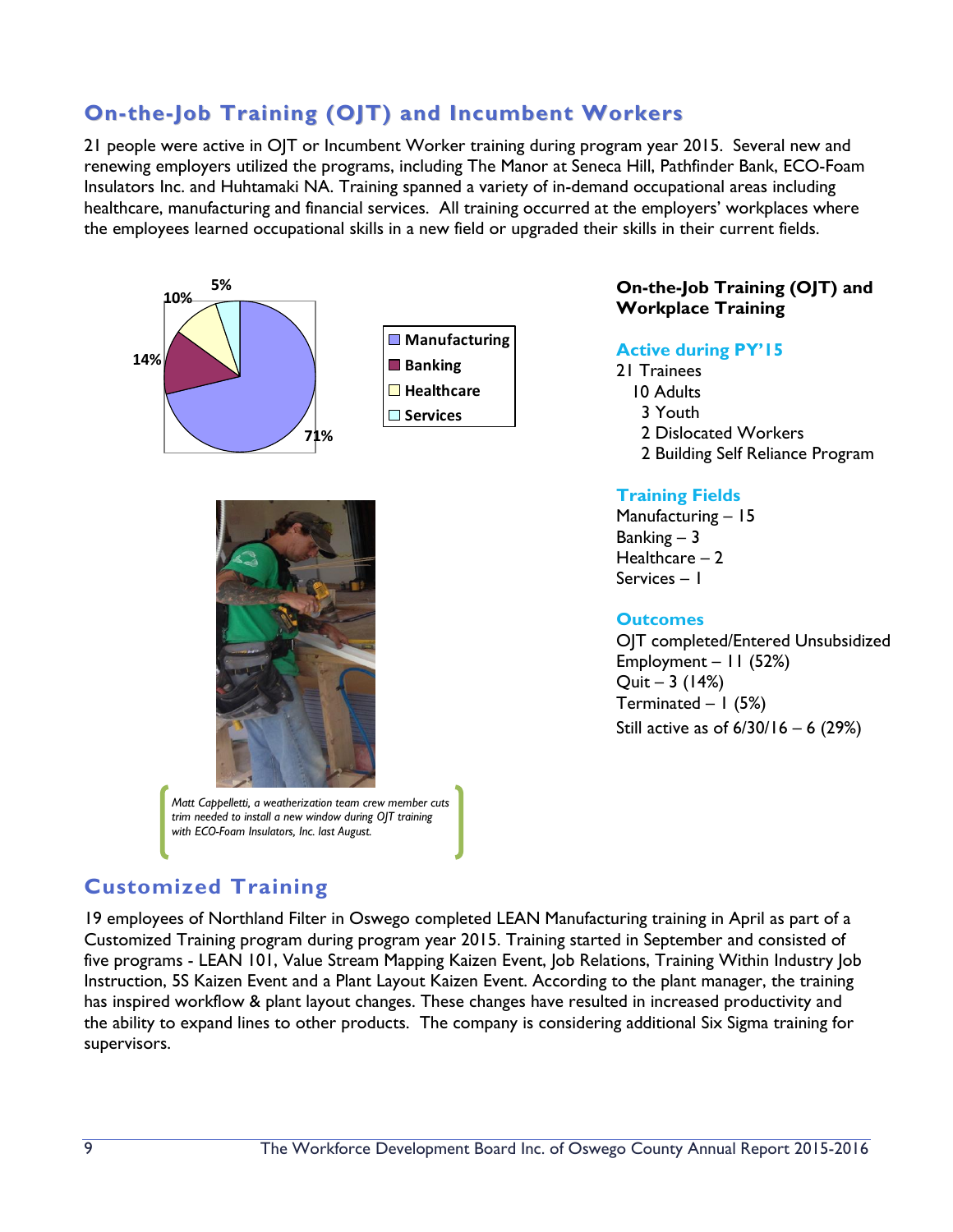## On-the-Job Training (OJT) and Incumbent Workers

21 people were active in OJT or Incumbent Worker training during program year 2015. Several new and renewing employers utilized the programs, including The Manor at Seneca Hill, Pathfinder Bank, ECO-Foam Insulators Inc. and Huhtamaki NA. Training spanned a variety of in-demand occupational areas including healthcare, manufacturing and financial services. All training occurred at the employers' workplaces where the employees learned occupational skills in a new field or upgraded their skills in their current fields.

Manufacturing 71%, Banking 14%, Healthcare 10%, Services 5%

*Matt Cappelletti, a weatherization team crew member cuts trim needed to install a new window during OJT training with ECO-Foam Insulators, Inc. last August.*

### On-the-Job Training (OJT) and Workplace Training

**Active during PY'15**

21 Trainees
- 10 Adults
  - 3 Youth
  - 2 Dislocated Workers
  - 2 Building Self Reliance Program

**Training Fields**

Manufacturing – 15
Banking – 3
Healthcare – 2
Services – 1

**Outcomes**

OJT completed/Entered Unsubsidized Employment – 11 (52%)
Quit – 3 (14%)
Terminated – 1 (5%)
Still active as of 6/30/16 – 6 (29%)

## Customized Training

19 employees of Northland Filter in Oswego completed LEAN Manufacturing training in April as part of a Customized Training program during program year 2015. Training started in September and consisted of five programs - LEAN 101, Value Stream Mapping Kaizen Event, Job Relations, Training Within Industry Job Instruction, 5S Kaizen Event and a Plant Layout Kaizen Event. According to the plant manager, the training has inspired workflow & plant layout changes. These changes have resulted in increased productivity and the ability to expand lines to other products. The company is considering additional Six Sigma training for supervisors.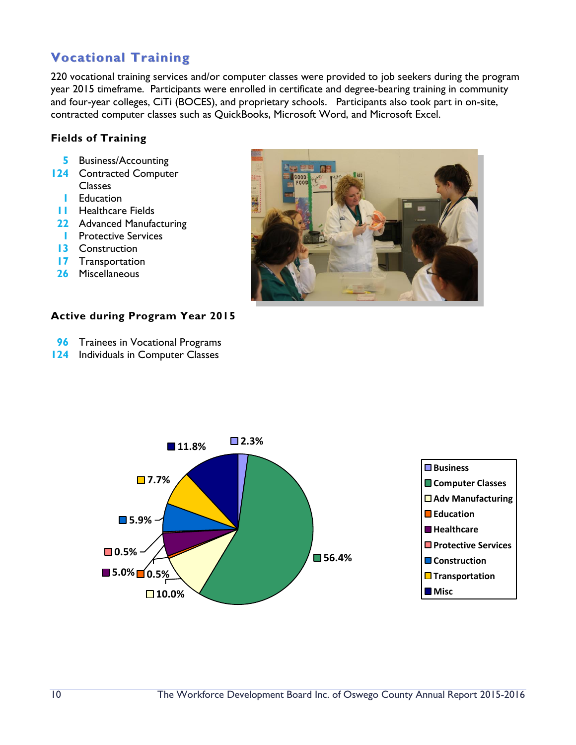## Vocational Training

220 vocational training services and/or computer classes were provided to job seekers during the program year 2015 timeframe. Participants were enrolled in certificate and degree-bearing training in community and four-year colleges, CiTi (BOCES), and proprietary schools. Participants also took part in on-site, contracted computer classes such as QuickBooks, Microsoft Word, and Microsoft Excel.

### Fields of Training

- **5** Business/Accounting
- **124** Contracted Computer Classes
- **1** Education
- **11** Healthcare Fields
- **22** Advanced Manufacturing
- **1** Protective Services
- **13** Construction
- **17** Transportation
- **26** Miscellaneous

### Active during Program Year 2015

- **96** Trainees in Vocational Programs
- **124** Individuals in Computer Classes

| Field | Percentage |
| --- | --- |
| Business | 2.3% |
| Computer Classes | 56.4% |
| Adv Manufacturing | 10.0% |
| Education | 0.5% |
| Healthcare | 5.0% |
| Protective Services | 0.5% |
| Construction | 5.9% |
| Transportation | 7.7% |
| Misc | 11.8% |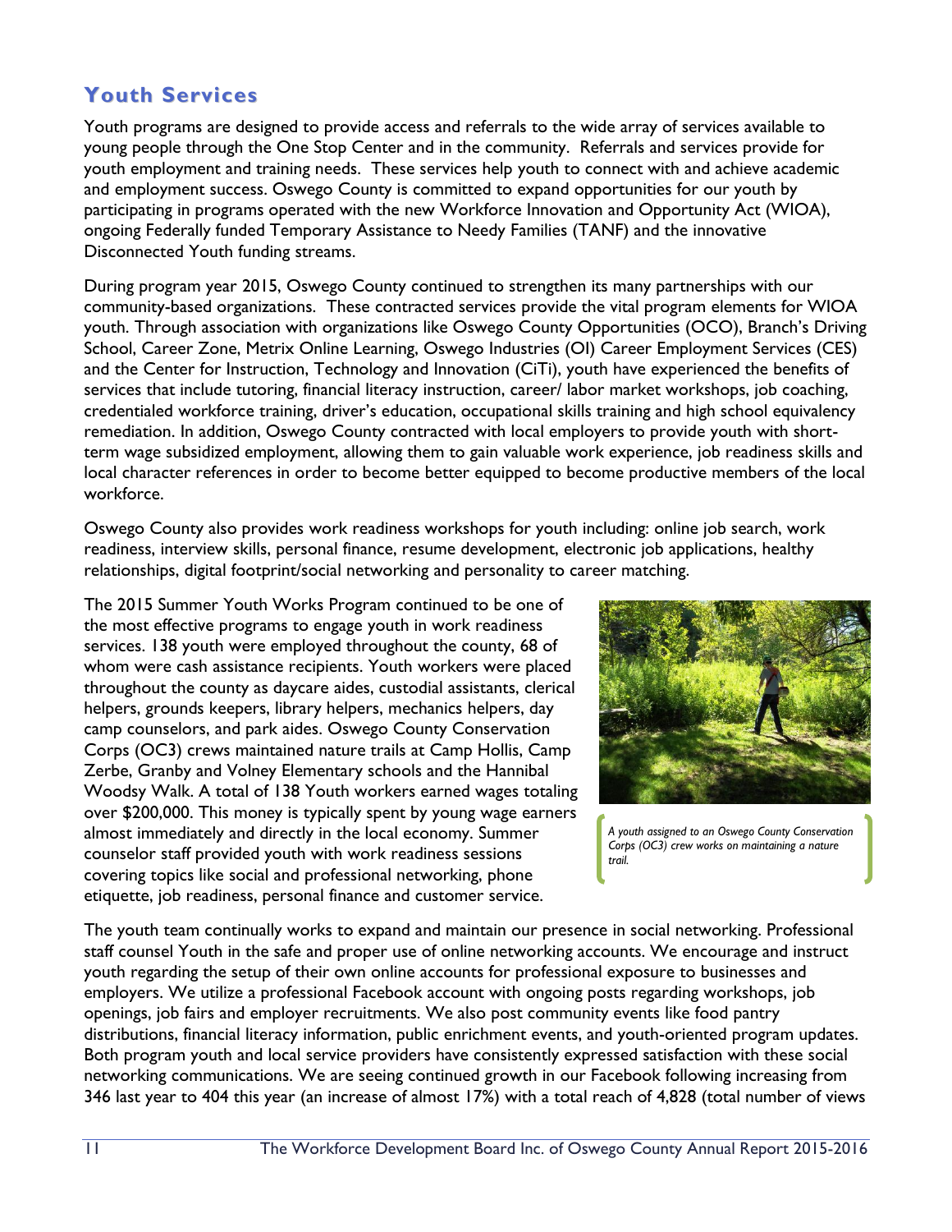## Youth Services

Youth programs are designed to provide access and referrals to the wide array of services available to young people through the One Stop Center and in the community. Referrals and services provide for youth employment and training needs. These services help youth to connect with and achieve academic and employment success. Oswego County is committed to expand opportunities for our youth by participating in programs operated with the new Workforce Innovation and Opportunity Act (WIOA), ongoing Federally funded Temporary Assistance to Needy Families (TANF) and the innovative Disconnected Youth funding streams.

During program year 2015, Oswego County continued to strengthen its many partnerships with our community-based organizations. These contracted services provide the vital program elements for WIOA youth. Through association with organizations like Oswego County Opportunities (OCO), Branch's Driving School, Career Zone, Metrix Online Learning, Oswego Industries (OI) Career Employment Services (CES) and the Center for Instruction, Technology and Innovation (CiTi), youth have experienced the benefits of services that include tutoring, financial literacy instruction, career/ labor market workshops, job coaching, credentialed workforce training, driver's education, occupational skills training and high school equivalency remediation. In addition, Oswego County contracted with local employers to provide youth with short-term wage subsidized employment, allowing them to gain valuable work experience, job readiness skills and local character references in order to become better equipped to become productive members of the local workforce.

Oswego County also provides work readiness workshops for youth including: online job search, work readiness, interview skills, personal finance, resume development, electronic job applications, healthy relationships, digital footprint/social networking and personality to career matching.

The 2015 Summer Youth Works Program continued to be one of the most effective programs to engage youth in work readiness services. 138 youth were employed throughout the county, 68 of whom were cash assistance recipients. Youth workers were placed throughout the county as daycare aides, custodial assistants, clerical helpers, grounds keepers, library helpers, mechanics helpers, day camp counselors, and park aides. Oswego County Conservation Corps (OC3) crews maintained nature trails at Camp Hollis, Camp Zerbe, Granby and Volney Elementary schools and the Hannibal Woodsy Walk. A total of 138 Youth workers earned wages totaling over $200,000. This money is typically spent by young wage earners almost immediately and directly in the local economy. Summer counselor staff provided youth with work readiness sessions covering topics like social and professional networking, phone etiquette, job readiness, personal finance and customer service.

*A youth assigned to an Oswego County Conservation Corps (OC3) crew works on maintaining a nature trail.*

The youth team continually works to expand and maintain our presence in social networking. Professional staff counsel Youth in the safe and proper use of online networking accounts. We encourage and instruct youth regarding the setup of their own online accounts for professional exposure to businesses and employers. We utilize a professional Facebook account with ongoing posts regarding workshops, job openings, job fairs and employer recruitments. We also post community events like food pantry distributions, financial literacy information, public enrichment events, and youth-oriented program updates. Both program youth and local service providers have consistently expressed satisfaction with these social networking communications. We are seeing continued growth in our Facebook following increasing from 346 last year to 404 this year (an increase of almost 17%) with a total reach of 4,828 (total number of views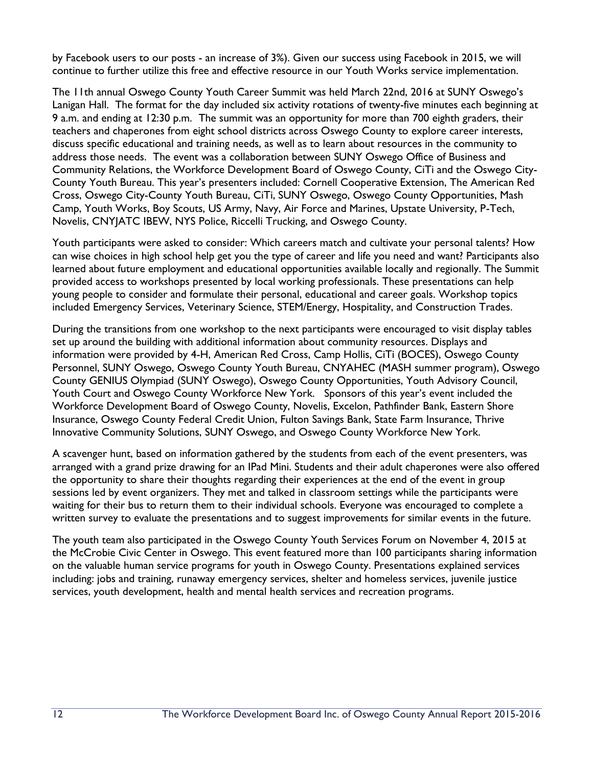by Facebook users to our posts - an increase of 3%). Given our success using Facebook in 2015, we will continue to further utilize this free and effective resource in our Youth Works service implementation.

The 11th annual Oswego County Youth Career Summit was held March 22nd, 2016 at SUNY Oswego's Lanigan Hall. The format for the day included six activity rotations of twenty-five minutes each beginning at 9 a.m. and ending at 12:30 p.m. The summit was an opportunity for more than 700 eighth graders, their teachers and chaperones from eight school districts across Oswego County to explore career interests, discuss specific educational and training needs, as well as to learn about resources in the community to address those needs. The event was a collaboration between SUNY Oswego Office of Business and Community Relations, the Workforce Development Board of Oswego County, CiTi and the Oswego City-County Youth Bureau. This year's presenters included: Cornell Cooperative Extension, The American Red Cross, Oswego City-County Youth Bureau, CiTi, SUNY Oswego, Oswego County Opportunities, Mash Camp, Youth Works, Boy Scouts, US Army, Navy, Air Force and Marines, Upstate University, P-Tech, Novelis, CNYJATC IBEW, NYS Police, Riccelli Trucking, and Oswego County.

Youth participants were asked to consider: Which careers match and cultivate your personal talents? How can wise choices in high school help get you the type of career and life you need and want? Participants also learned about future employment and educational opportunities available locally and regionally. The Summit provided access to workshops presented by local working professionals. These presentations can help young people to consider and formulate their personal, educational and career goals. Workshop topics included Emergency Services, Veterinary Science, STEM/Energy, Hospitality, and Construction Trades.

During the transitions from one workshop to the next participants were encouraged to visit display tables set up around the building with additional information about community resources. Displays and information were provided by 4-H, American Red Cross, Camp Hollis, CiTi (BOCES), Oswego County Personnel, SUNY Oswego, Oswego County Youth Bureau, CNYAHEC (MASH summer program), Oswego County GENIUS Olympiad (SUNY Oswego), Oswego County Opportunities, Youth Advisory Council, Youth Court and Oswego County Workforce New York. Sponsors of this year's event included the Workforce Development Board of Oswego County, Novelis, Excelon, Pathfinder Bank, Eastern Shore Insurance, Oswego County Federal Credit Union, Fulton Savings Bank, State Farm Insurance, Thrive Innovative Community Solutions, SUNY Oswego, and Oswego County Workforce New York.

A scavenger hunt, based on information gathered by the students from each of the event presenters, was arranged with a grand prize drawing for an IPad Mini. Students and their adult chaperones were also offered the opportunity to share their thoughts regarding their experiences at the end of the event in group sessions led by event organizers. They met and talked in classroom settings while the participants were waiting for their bus to return them to their individual schools. Everyone was encouraged to complete a written survey to evaluate the presentations and to suggest improvements for similar events in the future.

The youth team also participated in the Oswego County Youth Services Forum on November 4, 2015 at the McCrobie Civic Center in Oswego. This event featured more than 100 participants sharing information on the valuable human service programs for youth in Oswego County. Presentations explained services including: jobs and training, runaway emergency services, shelter and homeless services, juvenile justice services, youth development, health and mental health services and recreation programs.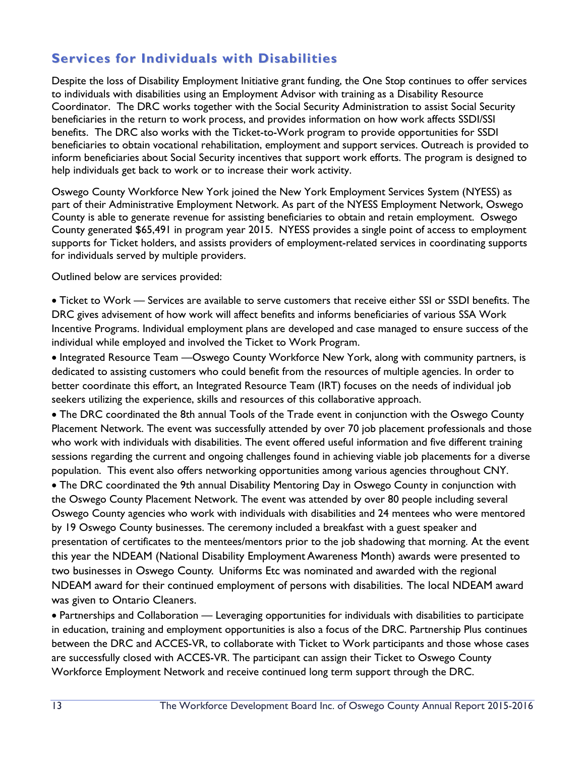## Services for Individuals with Disabilities

Despite the loss of Disability Employment Initiative grant funding, the One Stop continues to offer services to individuals with disabilities using an Employment Advisor with training as a Disability Resource Coordinator. The DRC works together with the Social Security Administration to assist Social Security beneficiaries in the return to work process, and provides information on how work affects SSDI/SSI benefits. The DRC also works with the Ticket-to-Work program to provide opportunities for SSDI beneficiaries to obtain vocational rehabilitation, employment and support services. Outreach is provided to inform beneficiaries about Social Security incentives that support work efforts. The program is designed to help individuals get back to work or to increase their work activity.

Oswego County Workforce New York joined the New York Employment Services System (NYESS) as part of their Administrative Employment Network. As part of the NYESS Employment Network, Oswego County is able to generate revenue for assisting beneficiaries to obtain and retain employment. Oswego County generated $65,491 in program year 2015. NYESS provides a single point of access to employment supports for Ticket holders, and assists providers of employment-related services in coordinating supports for individuals served by multiple providers.

Outlined below are services provided:

- Ticket to Work — Services are available to serve customers that receive either SSI or SSDI benefits. The DRC gives advisement of how work will affect benefits and informs beneficiaries of various SSA Work Incentive Programs. Individual employment plans are developed and case managed to ensure success of the individual while employed and involved the Ticket to Work Program.
- Integrated Resource Team —Oswego County Workforce New York, along with community partners, is dedicated to assisting customers who could benefit from the resources of multiple agencies. In order to better coordinate this effort, an Integrated Resource Team (IRT) focuses on the needs of individual job seekers utilizing the experience, skills and resources of this collaborative approach.
- The DRC coordinated the 8th annual Tools of the Trade event in conjunction with the Oswego County Placement Network. The event was successfully attended by over 70 job placement professionals and those who work with individuals with disabilities. The event offered useful information and five different training sessions regarding the current and ongoing challenges found in achieving viable job placements for a diverse population. This event also offers networking opportunities among various agencies throughout CNY.
- The DRC coordinated the 9th annual Disability Mentoring Day in Oswego County in conjunction with the Oswego County Placement Network. The event was attended by over 80 people including several Oswego County agencies who work with individuals with disabilities and 24 mentees who were mentored by 19 Oswego County businesses. The ceremony included a breakfast with a guest speaker and presentation of certificates to the mentees/mentors prior to the job shadowing that morning. At the event this year the NDEAM (National Disability Employment Awareness Month) awards were presented to two businesses in Oswego County. Uniforms Etc was nominated and awarded with the regional NDEAM award for their continued employment of persons with disabilities. The local NDEAM award was given to Ontario Cleaners.
- Partnerships and Collaboration — Leveraging opportunities for individuals with disabilities to participate in education, training and employment opportunities is also a focus of the DRC. Partnership Plus continues between the DRC and ACCES-VR, to collaborate with Ticket to Work participants and those whose cases are successfully closed with ACCES-VR. The participant can assign their Ticket to Oswego County Workforce Employment Network and receive continued long term support through the DRC.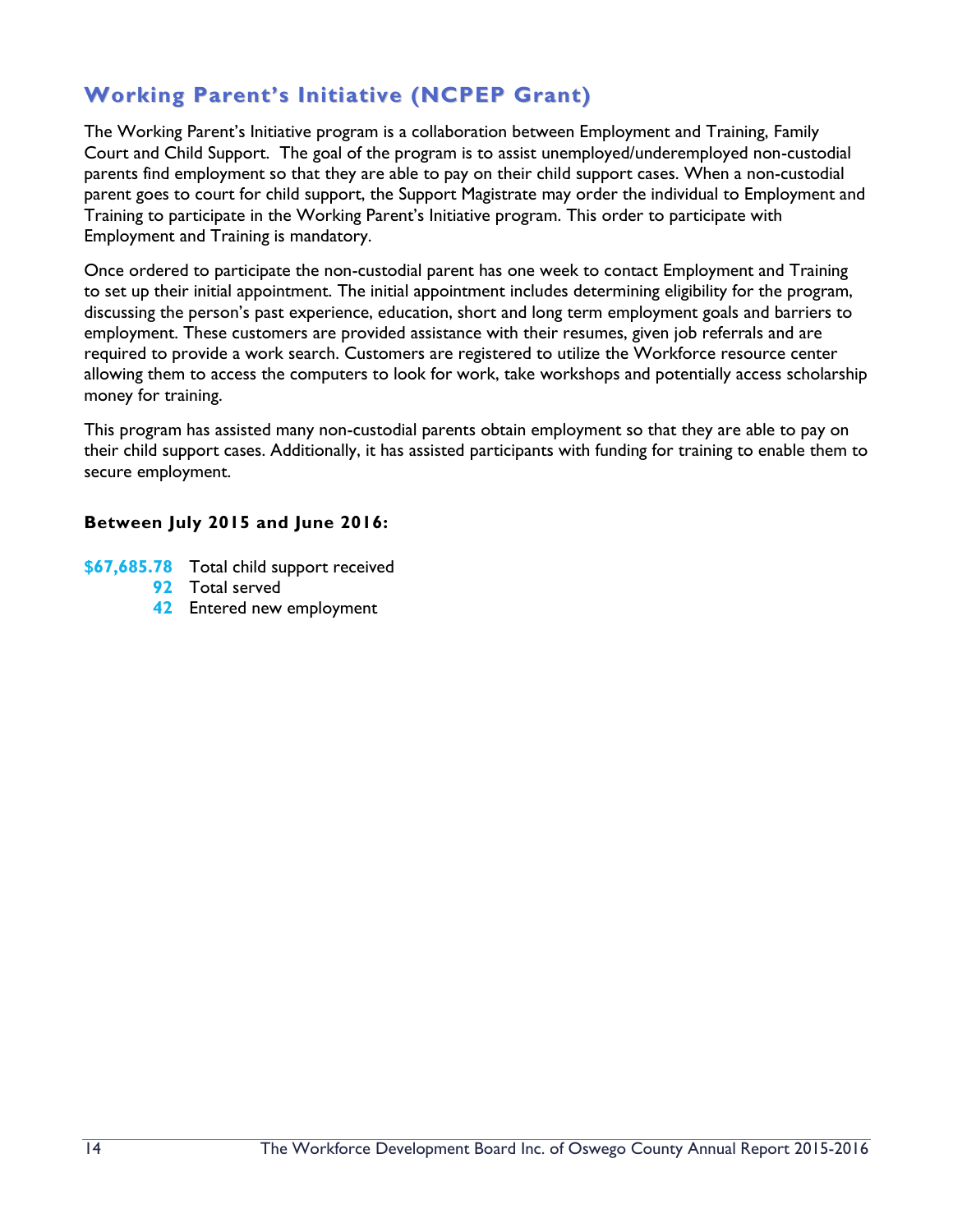## Working Parent's Initiative (NCPEP Grant)

The Working Parent's Initiative program is a collaboration between Employment and Training, Family Court and Child Support. The goal of the program is to assist unemployed/underemployed non-custodial parents find employment so that they are able to pay on their child support cases. When a non-custodial parent goes to court for child support, the Support Magistrate may order the individual to Employment and Training to participate in the Working Parent's Initiative program. This order to participate with Employment and Training is mandatory.

Once ordered to participate the non-custodial parent has one week to contact Employment and Training to set up their initial appointment. The initial appointment includes determining eligibility for the program, discussing the person's past experience, education, short and long term employment goals and barriers to employment. These customers are provided assistance with their resumes, given job referrals and are required to provide a work search. Customers are registered to utilize the Workforce resource center allowing them to access the computers to look for work, take workshops and potentially access scholarship money for training.

This program has assisted many non-custodial parents obtain employment so that they are able to pay on their child support cases. Additionally, it has assisted participants with funding for training to enable them to secure employment.

**Between July 2015 and June 2016:**

**$67,685.78** Total child support received
**92** Total served
**42** Entered new employment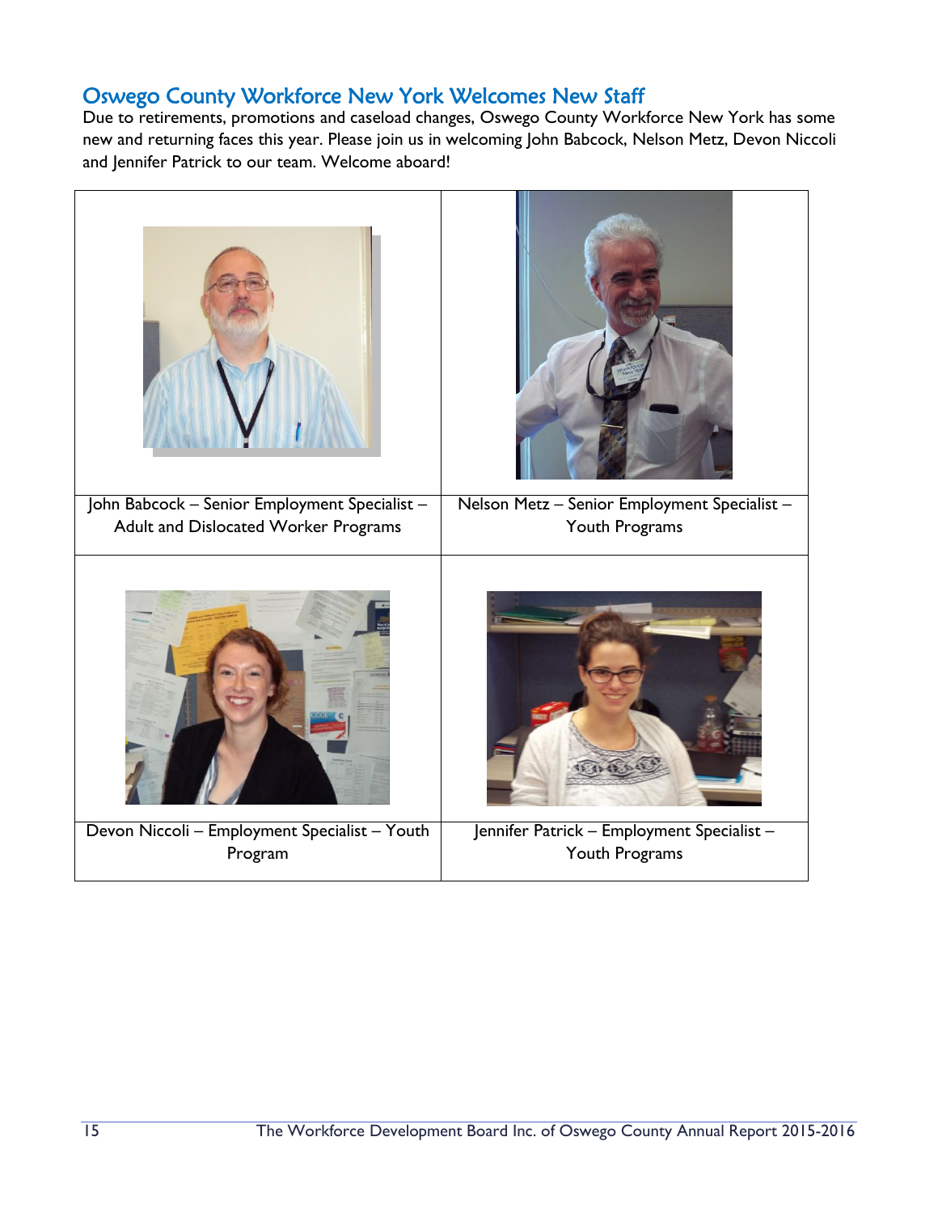## Oswego County Workforce New York Welcomes New Staff

Due to retirements, promotions and caseload changes, Oswego County Workforce New York has some new and returning faces this year. Please join us in welcoming John Babcock, Nelson Metz, Devon Niccoli and Jennifer Patrick to our team. Welcome aboard!

| | |
|---|---|
| John Babcock – Senior Employment Specialist – Adult and Dislocated Worker Programs | Nelson Metz – Senior Employment Specialist – Youth Programs |
| Devon Niccoli – Employment Specialist – Youth Program | Jennifer Patrick – Employment Specialist – Youth Programs |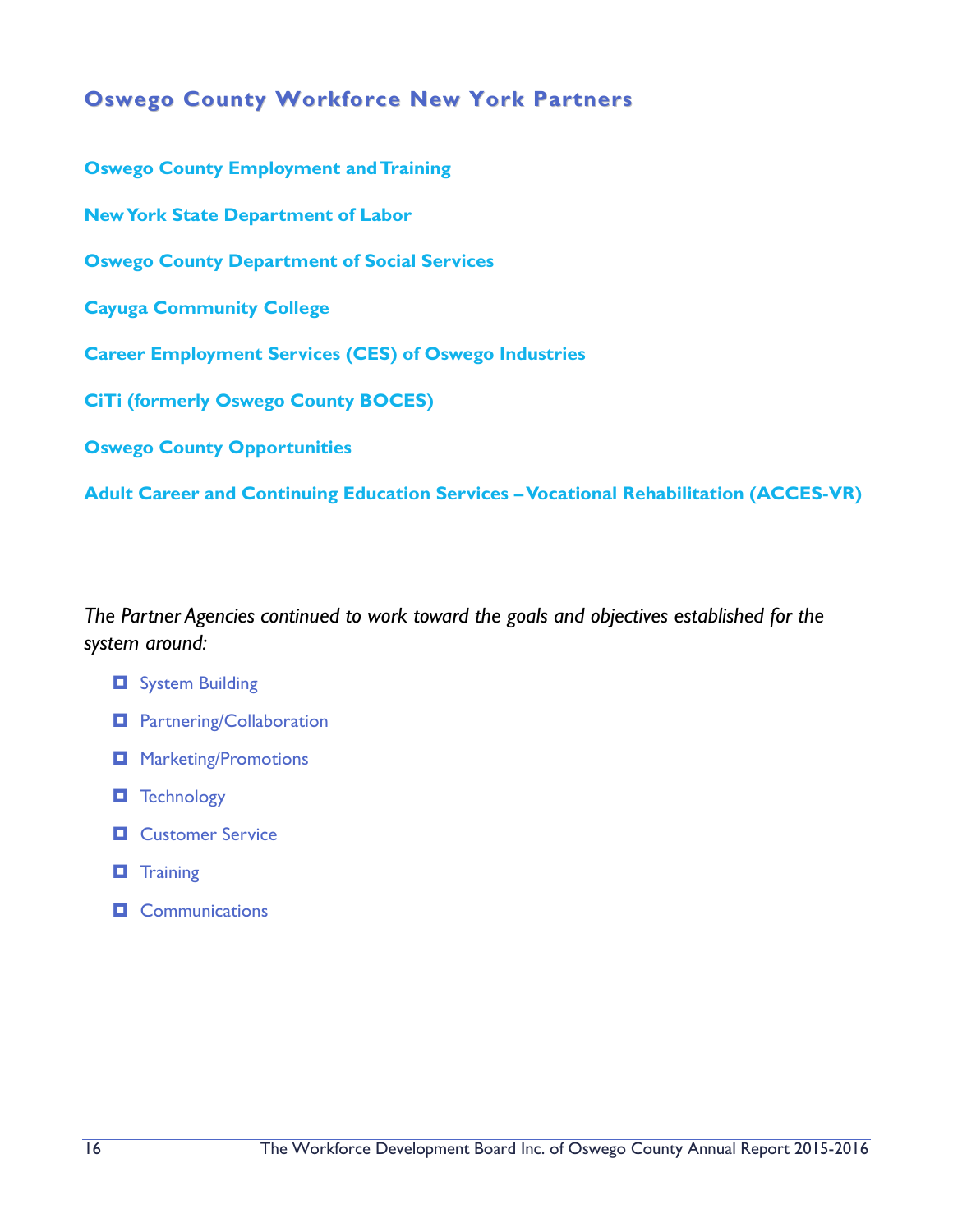## Oswego County Workforce New York Partners

**Oswego County Employment and Training**

**New York State Department of Labor**

**Oswego County Department of Social Services**

**Cayuga Community College**

**Career Employment Services (CES) of Oswego Industries**

**CiTi (formerly Oswego County BOCES)**

**Oswego County Opportunities**

**Adult Career and Continuing Education Services – Vocational Rehabilitation (ACCES-VR)**

*The Partner Agencies continued to work toward the goals and objectives established for the system around:*

- System Building
- Partnering/Collaboration
- Marketing/Promotions
- Technology
- Customer Service
- Training
- Communications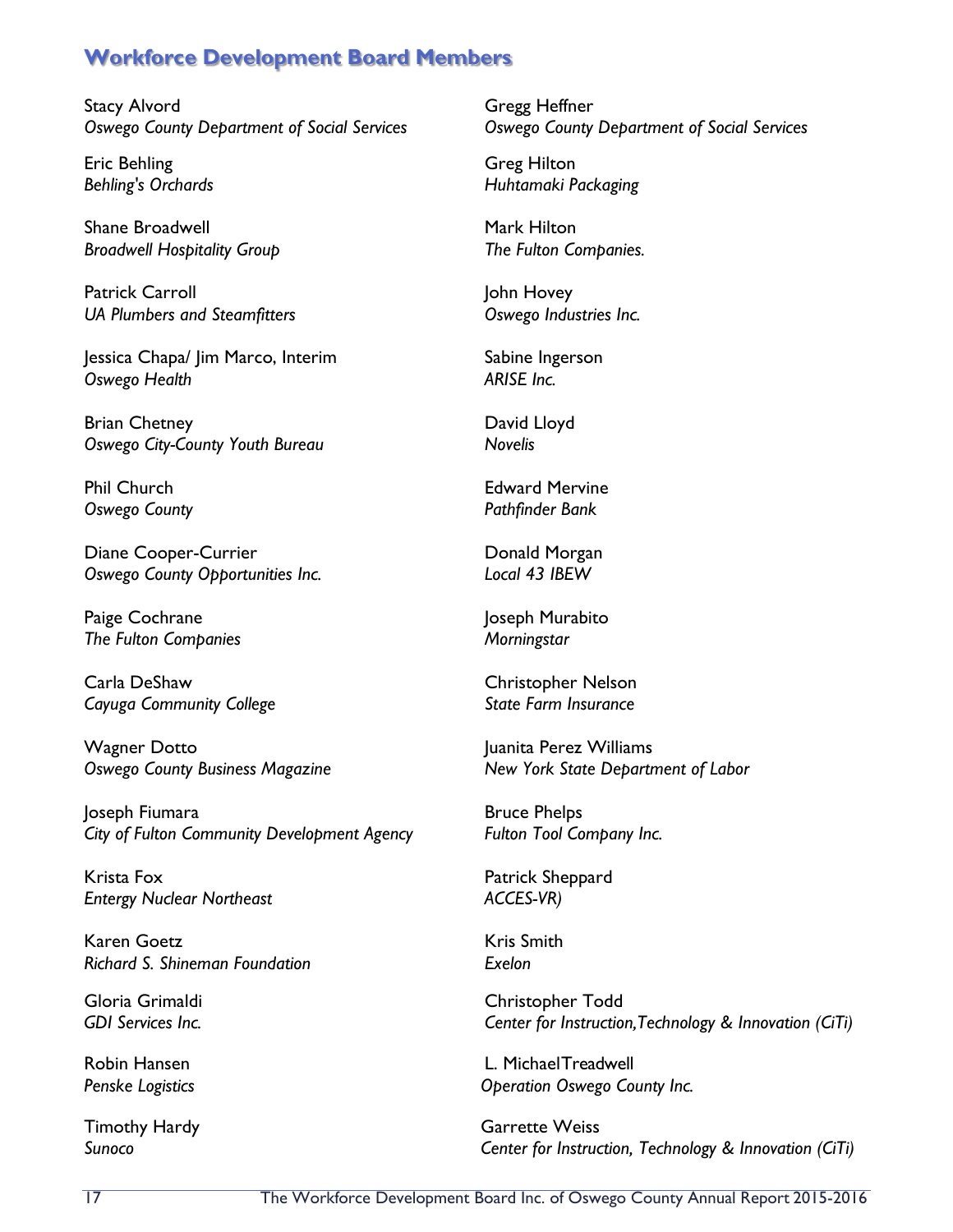## Workforce Development Board Members

Stacy Alvord
*Oswego County Department of Social Services*

Eric Behling
*Behling's Orchards*

Shane Broadwell
*Broadwell Hospitality Group*

Patrick Carroll
*UA Plumbers and Steamfitters*

Jessica Chapa/ Jim Marco, Interim
*Oswego Health*

Brian Chetney
*Oswego City-County Youth Bureau*

Phil Church
*Oswego County*

Diane Cooper-Currier
*Oswego County Opportunities Inc.*

Paige Cochrane
*The Fulton Companies*

Carla DeShaw
*Cayuga Community College*

Wagner Dotto
*Oswego County Business Magazine*

Joseph Fiumara
*City of Fulton Community Development Agency*

Krista Fox
*Entergy Nuclear Northeast*

Karen Goetz
*Richard S. Shineman Foundation*

Gloria Grimaldi
*GDI Services Inc.*

Robin Hansen
*Penske Logistics*

Timothy Hardy
*Sunoco*

Gregg Heffner
*Oswego County Department of Social Services*

Greg Hilton
*Huhtamaki Packaging*

Mark Hilton
*The Fulton Companies.*

John Hovey
*Oswego Industries Inc.*

Sabine Ingerson
*ARISE Inc.*

David Lloyd
*Novelis*

Edward Mervine
*Pathfinder Bank*

Donald Morgan
*Local 43 IBEW*

Joseph Murabito
*Morningstar*

Christopher Nelson
*State Farm Insurance*

Juanita Perez Williams
*New York State Department of Labor*

Bruce Phelps
*Fulton Tool Company Inc.*

Patrick Sheppard
*ACCES-VR)*

Kris Smith
*Exelon*

Christopher Todd
*Center for Instruction,Technology & Innovation (CiTi)*

L. MichaelTreadwell
*Operation Oswego County Inc.*

Garrette Weiss
*Center for Instruction, Technology & Innovation (CiTi)*